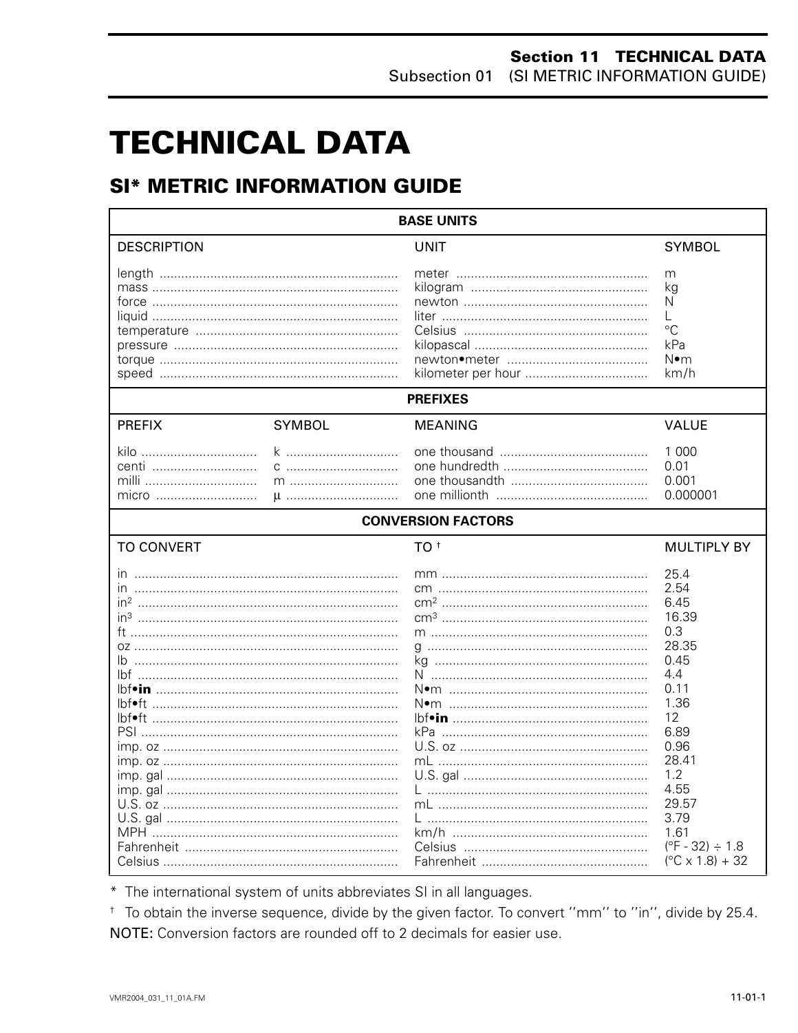# TECHNICAL DATA

## SI* METRIC INFORMATION GUIDE

| BASE UNITS | | |
|---|---|---|
| DESCRIPTION | UNIT | SYMBOL |
| length | meter | m |
| mass | kilogram | kg |
| force | newton | N |
| liquid | liter | L |
| temperature | Celsius | °C |
| pressure | kilopascal | kPa |
| torque | newton•meter | N•m |
| speed | kilometer per hour | km/h |

| PREFIXES | | | |
|---|---|---|---|
| PREFIX | SYMBOL | MEANING | VALUE |
| kilo | k | one thousand | 1 000 |
| centi | c | one hundredth | 0.01 |
| milli | m | one thousandth | 0.001 |
| micro | μ | one millionth | 0.000001 |

| CONVERSION FACTORS | | |
|---|---|---|
| TO CONVERT | TO † | MULTIPLY BY |
| in | mm | 25.4 |
| in | cm | 2.54 |
| $in^2$ | $cm^2$ | 6.45 |
| $in^3$ | $cm^3$ | 16.39 |
| ft | m | 0.3 |
| oz | g | 28.35 |
| lb | kg | 0.45 |
| lbf | N | 4.4 |
| lbf•**in** | N•m | 0.11 |
| lbf•ft | N•m | 1.36 |
| lbf•ft | lbf•**in** | 12 |
| PSI | kPa | 6.89 |
| imp. oz | U.S. oz | 0.96 |
| imp. oz | mL | 28.41 |
| imp. gal | U.S. gal | 1.2 |
| imp. gal | L | 4.55 |
| U.S. oz | mL | 29.57 |
| U.S. gal | L | 3.79 |
| MPH | km/h | 1.61 |
| Fahrenheit | Celsius | (°F - 32) ÷ 1.8 |
| Celsius | Fahrenheit | (°C x 1.8) + 32 |

* The international system of units abbreviates SI in all languages.

† To obtain the inverse sequence, divide by the given factor. To convert ''mm'' to ''in'', divide by 25.4.

NOTE: Conversion factors are rounded off to 2 decimals for easier use.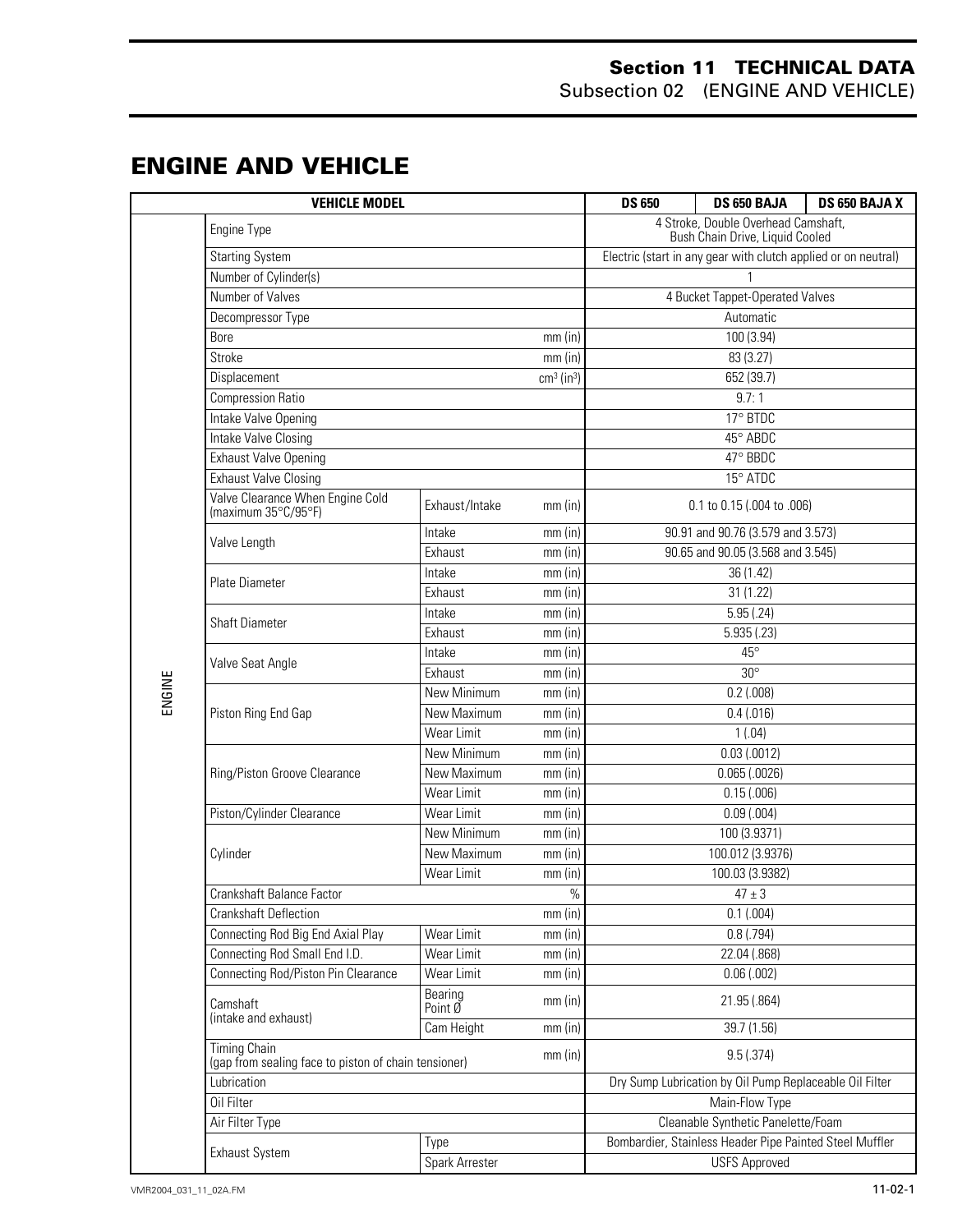# ENGINE AND VEHICLE

| VEHICLE MODEL | | | | DS 650 | DS 650 BAJA | DS 650 BAJA X |
|---|---|---|---|---|---|---|
| ENGINE | Engine Type | | | 4 Stroke, Double Overhead Camshaft, Bush Chain Drive, Liquid Cooled | | |
| | Starting System | | | Electric (start in any gear with clutch applied or on neutral) | | |
| | Number of Cylinder(s) | | | 1 | | |
| | Number of Valves | | | 4 Bucket Tappet-Operated Valves | | |
| | Decompressor Type | | | Automatic | | |
| | Bore | | mm (in) | 100 (3.94) | | |
| | Stroke | | mm (in) | 83 (3.27) | | |
| | Displacement | | $cm^3$ ($in^3$) | 652 (39.7) | | |
| | Compression Ratio | | | 9.7: 1 | | |
| | Intake Valve Opening | | | 17° BTDC | | |
| | Intake Valve Closing | | | 45° ABDC | | |
| | Exhaust Valve Opening | | | 47° BBDC | | |
| | Exhaust Valve Closing | | | 15° ATDC | | |
| | Valve Clearance When Engine Cold (maximum 35°C/95°F) | Exhaust/Intake | mm (in) | 0.1 to 0.15 (.004 to .006) | | |
| | Valve Length | Intake | mm (in) | 90.91 and 90.76 (3.579 and 3.573) | | |
| | | Exhaust | mm (in) | 90.65 and 90.05 (3.568 and 3.545) | | |
| | Plate Diameter | Intake | mm (in) | 36 (1.42) | | |
| | | Exhaust | mm (in) | 31 (1.22) | | |
| | Shaft Diameter | Intake | mm (in) | 5.95 (.24) | | |
| | | Exhaust | mm (in) | 5.935 (.23) | | |
| | Valve Seat Angle | Intake | mm (in) | 45° | | |
| | | Exhaust | mm (in) | 30° | | |
| | Piston Ring End Gap | New Minimum | mm (in) | 0.2 (.008) | | |
| | | New Maximum | mm (in) | 0.4 (.016) | | |
| | | Wear Limit | mm (in) | 1 (.04) | | |
| | Ring/Piston Groove Clearance | New Minimum | mm (in) | 0.03 (.0012) | | |
| | | New Maximum | mm (in) | 0.065 (.0026) | | |
| | | Wear Limit | mm (in) | 0.15 (.006) | | |
| | Piston/Cylinder Clearance | Wear Limit | mm (in) | 0.09 (.004) | | |
| | Cylinder | New Minimum | mm (in) | 100 (3.9371) | | |
| | | New Maximum | mm (in) | 100.012 (3.9376) | | |
| | | Wear Limit | mm (in) | 100.03 (3.9382) | | |
| | Crankshaft Balance Factor | | % | $47 \pm 3$ | | |
| | Crankshaft Deflection | | mm (in) | 0.1 (.004) | | |
| | Connecting Rod Big End Axial Play | Wear Limit | mm (in) | 0.8 (.794) | | |
| | Connecting Rod Small End I.D. | Wear Limit | mm (in) | 22.04 (.868) | | |
| | Connecting Rod/Piston Pin Clearance | Wear Limit | mm (in) | 0.06 (.002) | | |
| | Camshaft (intake and exhaust) | Bearing Point Ø | mm (in) | 21.95 (.864) | | |
| | | Cam Height | mm (in) | 39.7 (1.56) | | |
| | Timing Chain (gap from sealing face to piston of chain tensioner) | | mm (in) | 9.5 (.374) | | |
| | Lubrication | | | Dry Sump Lubrication by Oil Pump Replaceable Oil Filter | | |
| | Oil Filter | | | Main-Flow Type | | |
| | Air Filter Type | | | Cleanable Synthetic Panelette/Foam | | |
| | Exhaust System | Type | | Bombardier, Stainless Header Pipe Painted Steel Muffler | | |
| | | Spark Arrester | | USFS Approved | | |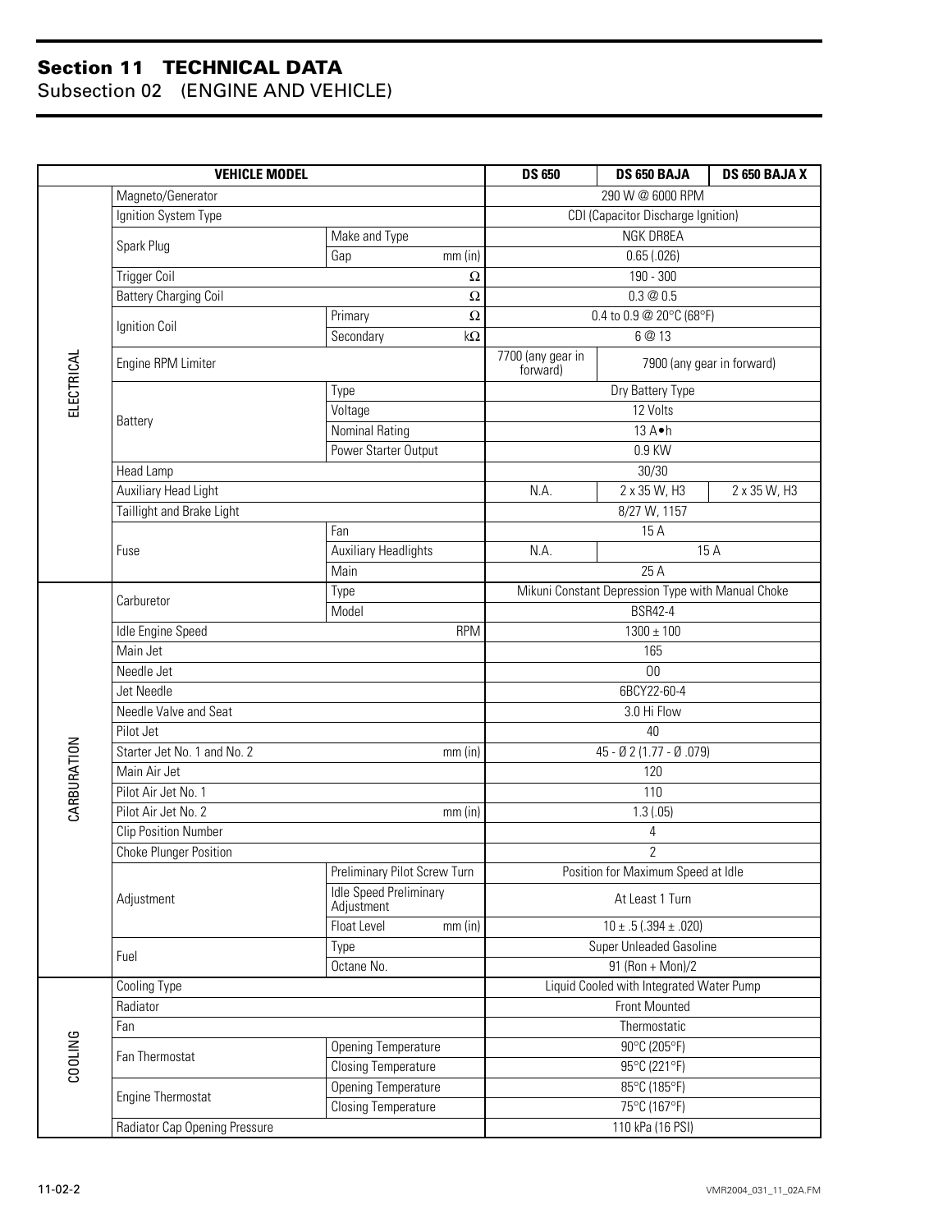# Section 11 TECHNICAL DATA

## Subsection 02 (ENGINE AND VEHICLE)

| VEHICLE MODEL | | | DS 650 | DS 650 BAJA | DS 650 BAJA X |
|---|---|---|---|---|---|
| ELECTRICAL | Magneto/Generator | | 290 W @ 6000 RPM | | |
| | Ignition System Type | | CDI (Capacitor Discharge Ignition) | | |
| | Spark Plug | Make and Type | NGK DR8EA | | |
| | | Gap mm (in) | 0.65 (.026) | | |
| | Trigger Coil Ω | | 190 - 300 | | |
| | Battery Charging Coil Ω | | 0.3 @ 0.5 | | |
| | Ignition Coil | Primary Ω | 0.4 to 0.9 @ 20°C (68°F) | | |
| | | Secondary kΩ | 6 @ 13 | | |
| | Engine RPM Limiter | | 7700 (any gear in forward) | 7900 (any gear in forward) | |
| | Battery | Type | Dry Battery Type | | |
| | | Voltage | 12 Volts | | |
| | | Nominal Rating | 13 A•h | | |
| | | Power Starter Output | 0.9 KW | | |
| | Head Lamp | | 30/30 | | |
| | Auxiliary Head Light | | N.A. | 2 x 35 W, H3 | 2 x 35 W, H3 |
| | Taillight and Brake Light | | 8/27 W, 1157 | | |
| | Fuse | Fan | 15 A | | |
| | | Auxiliary Headlights | N.A. | 15 A | |
| | | Main | 25 A | | |
| CARBURATION | Carburetor | Type | Mikuni Constant Depression Type with Manual Choke | | |
| | | Model | BSR42-4 | | |
| | Idle Engine Speed RPM | | 1300 ± 100 | | |
| | Main Jet | | 165 | | |
| | Needle Jet | | 00 | | |
| | Jet Needle | | 6BCY22-60-4 | | |
| | Needle Valve and Seat | | 3.0 Hi Flow | | |
| | Pilot Jet | | 40 | | |
| | Starter Jet No. 1 and No. 2 mm (in) | | 45 - Ø 2 (1.77 - Ø .079) | | |
| | Main Air Jet | | 120 | | |
| | Pilot Air Jet No. 1 | | 110 | | |
| | Pilot Air Jet No. 2 mm (in) | | 1.3 (.05) | | |
| | Clip Position Number | | 4 | | |
| | Choke Plunger Position | | 2 | | |
| | Adjustment | Preliminary Pilot Screw Turn | Position for Maximum Speed at Idle | | |
| | | Idle Speed Preliminary Adjustment | At Least 1 Turn | | |
| | | Float Level mm (in) | 10 ± .5 (.394 ± .020) | | |
| | Fuel | Type | Super Unleaded Gasoline | | |
| | | Octane No. | 91 (Ron + Mon)/2 | | |
| COOLING | Cooling Type | | Liquid Cooled with Integrated Water Pump | | |
| | Radiator | | Front Mounted | | |
| | Fan | | Thermostatic | | |
| | Fan Thermostat | Opening Temperature | 90°C (205°F) | | |
| | | Closing Temperature | 95°C (221°F) | | |
| | Engine Thermostat | Opening Temperature | 85°C (185°F) | | |
| | | Closing Temperature | 75°C (167°F) | | |
| | Radiator Cap Opening Pressure | | 110 kPa (16 PSI) | | |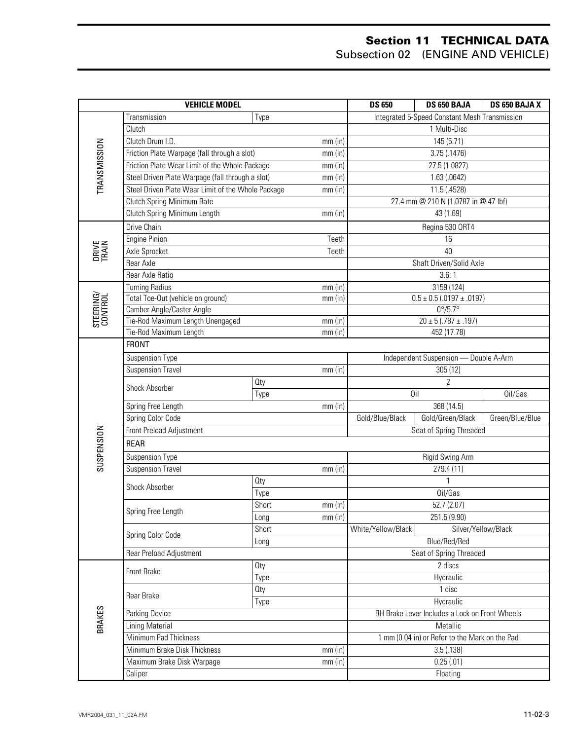# Section 11 TECHNICAL DATA
## Subsection 02 (ENGINE AND VEHICLE)

| VEHICLE MODEL | | | | DS 650 | DS 650 BAJA | DS 650 BAJA X |
|---|---|---|---|---|---|---|
| TRANSMISSION | Transmission | Type | | Integrated 5-Speed Constant Mesh Transmission | | |
| | Clutch | | | 1 Multi-Disc | | |
| | Clutch Drum I.D. | | mm (in) | 145 (5.71) | | |
| | Friction Plate Warpage (fall through a slot) | | mm (in) | 3.75 (.1476) | | |
| | Friction Plate Wear Limit of the Whole Package | | mm (in) | 27.5 (1.0827) | | |
| | Steel Driven Plate Warpage (fall through a slot) | | mm (in) | 1.63 (.0642) | | |
| | Steel Driven Plate Wear Limit of the Whole Package | | mm (in) | 11.5 (.4528) | | |
| | Clutch Spring Minimum Rate | | | 27.4 mm @ 210 N (1.0787 in @ 47 lbf) | | |
| | Clutch Spring Minimum Length | | mm (in) | 43 (1.69) | | |
| DRIVE TRAIN | Drive Chain | | | Regina 530 ORT4 | | |
| | Engine Pinion | | Teeth | 16 | | |
| | Axle Sprocket | | Teeth | 40 | | |
| | Rear Axle | | | Shaft Driven/Solid Axle | | |
| | Rear Axle Ratio | | | 3.6: 1 | | |
| STEERING/ CONTROL | Turning Radius | | mm (in) | 3159 (124) | | |
| | Total Toe-Out (vehicle on ground) | | mm (in) | 0.5 ± 0.5 (.0197 ± .0197) | | |
| | Camber Angle/Caster Angle | | | 0°/5.7° | | |
| | Tie-Rod Maximum Length Unengaged | | mm (in) | 20 ± 5 (.787 ± .197) | | |
| | Tie-Rod Maximum Length | | mm (in) | 452 (17.78) | | |
| SUSPENSION | FRONT | | | | | |
| | Suspension Type | | | Independent Suspension — Double A-Arm | | |
| | Suspension Travel | | mm (in) | 305 (12) | | |
| | Shock Absorber | Qty | | 2 | | |
| | | Type | | Oil | | Oil/Gas |
| | Spring Free Length | | mm (in) | 368 (14.5) | | |
| | Spring Color Code | | | Gold/Blue/Black | Gold/Green/Black | Green/Blue/Blue |
| | Front Preload Adjustment | | | Seat of Spring Threaded | | |
| | REAR | | | | | |
| | Suspension Type | | | Rigid Swing Arm | | |
| | Suspension Travel | | mm (in) | 279.4 (11) | | |
| | Shock Absorber | Qty | | 1 | | |
| | | Type | | Oil/Gas | | |
| | Spring Free Length | Short | mm (in) | 52.7 (2.07) | | |
| | | Long | mm (in) | 251.5 (9.90) | | |
| | Spring Color Code | Short | | White/Yellow/Black | Silver/Yellow/Black | |
| | | Long | | Blue/Red/Red | | |
| | Rear Preload Adjustment | | | Seat of Spring Threaded | | |
| BRAKES | Front Brake | Qty | | 2 discs | | |
| | | Type | | Hydraulic | | |
| | Rear Brake | Qty | | 1 disc | | |
| | | Type | | Hydraulic | | |
| | Parking Device | | | RH Brake Lever Includes a Lock on Front Wheels | | |
| | Lining Material | | | Metallic | | |
| | Minimum Pad Thickness | | | 1 mm (0.04 in) or Refer to the Mark on the Pad | | |
| | Minimum Brake Disk Thickness | | mm (in) | 3.5 (.138) | | |
| | Maximum Brake Disk Warpage | | mm (in) | 0.25 (.01) | | |
| | Caliper | | | Floating | | |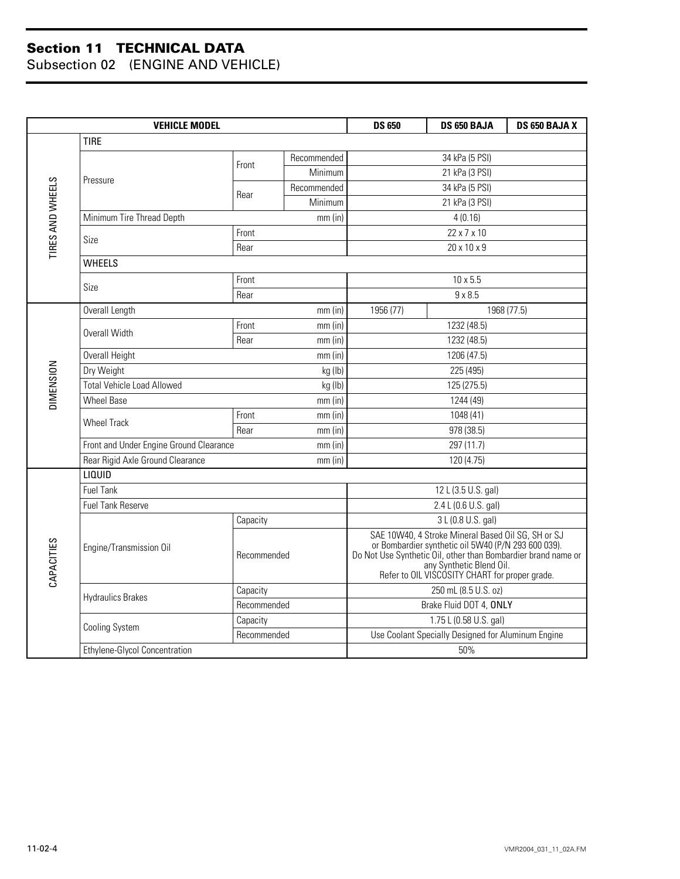# Section 11 TECHNICAL DATA
## Subsection 02 (ENGINE AND VEHICLE)

| VEHICLE MODEL | | | | DS 650 | DS 650 BAJA | DS 650 BAJA X |
|---|---|---|---|---|---|---|
| TIRES AND WHEELS | TIRE | | | | | |
| | Pressure | Front | Recommended | 34 kPa (5 PSI) | | |
| | | | Minimum | 21 kPa (3 PSI) | | |
| | | Rear | Recommended | 34 kPa (5 PSI) | | |
| | | | Minimum | 21 kPa (3 PSI) | | |
| | Minimum Tire Thread Depth | | mm (in) | 4 (0.16) | | |
| | Size | Front | | 22 x 7 x 10 | | |
| | | Rear | | 20 x 10 x 9 | | |
| | WHEELS | | | | | |
| | Size | Front | | 10 x 5.5 | | |
| | | Rear | | 9 x 8.5 | | |
| DIMENSION | Overall Length | | mm (in) | 1956 (77) | 1968 (77.5) | |
| | Overall Width | Front | mm (in) | 1232 (48.5) | | |
| | | Rear | mm (in) | 1232 (48.5) | | |
| | Overall Height | | mm (in) | 1206 (47.5) | | |
| | Dry Weight | | kg (lb) | 225 (495) | | |
| | Total Vehicle Load Allowed | | kg (lb) | 125 (275.5) | | |
| | Wheel Base | | mm (in) | 1244 (49) | | |
| | Wheel Track | Front | mm (in) | 1048 (41) | | |
| | | Rear | mm (in) | 978 (38.5) | | |
| | Front and Under Engine Ground Clearance | | mm (in) | 297 (11.7) | | |
| | Rear Rigid Axle Ground Clearance | | mm (in) | 120 (4.75) | | |
| CAPACITIES | LIQUID | | | | | |
| | Fuel Tank | | | 12 L (3.5 U.S. gal) | | |
| | Fuel Tank Reserve | | | 2.4 L (0.6 U.S. gal) | | |
| | Engine/Transmission Oil | Capacity | | 3 L (0.8 U.S. gal) | | |
| | | Recommended | | SAE 10W40, 4 Stroke Mineral Based Oil SG, SH or SJ or Bombardier synthetic oil 5W40 (P/N 293 600 039). Do Not Use Synthetic Oil, other than Bombardier brand name or any Synthetic Blend Oil. Refer to OIL VISCOSITY CHART for proper grade. | | |
| | Hydraulics Brakes | Capacity | | 250 mL (8.5 U.S. oz) | | |
| | | Recommended | | Brake Fluid DOT 4, **ONLY** | | |
| | Cooling System | Capacity | | 1.75 L (0.58 U.S. gal) | | |
| | | Recommended | | Use Coolant Specially Designed for Aluminum Engine | | |
| | Ethylene-Glycol Concentration | | | 50% | | |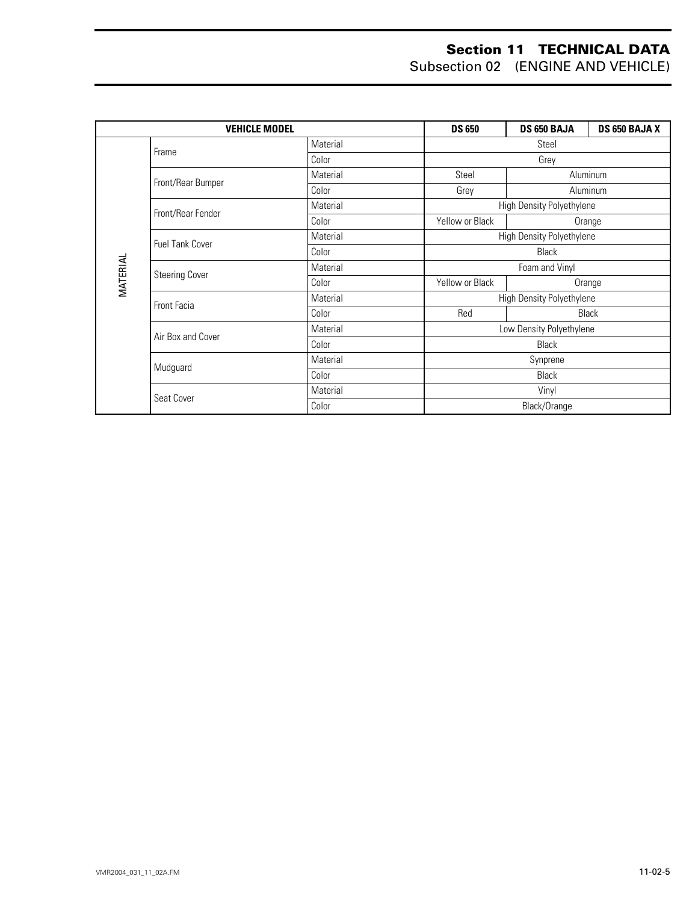| VEHICLE MODEL | | | DS 650 | DS 650 BAJA | DS 650 BAJA X |
|---|---|---|---|---|---|
| MATERIAL | Frame | Material | Steel | | |
| | | Color | Grey | | |
| | Front/Rear Bumper | Material | Steel | Aluminum | |
| | | Color | Grey | Aluminum | |
| | Front/Rear Fender | Material | High Density Polyethylene | | |
| | | Color | Yellow or Black | Orange | |
| | Fuel Tank Cover | Material | High Density Polyethylene | | |
| | | Color | Black | | |
| | Steering Cover | Material | Foam and Vinyl | | |
| | | Color | Yellow or Black | Orange | |
| | Front Facia | Material | High Density Polyethylene | | |
| | | Color | Red | Black | |
| | Air Box and Cover | Material | Low Density Polyethylene | | |
| | | Color | Black | | |
| | Mudguard | Material | Synprene | | |
| | | Color | Black | | |
| | Seat Cover | Material | Vinyl | | |
| | | Color | Black/Orange | | |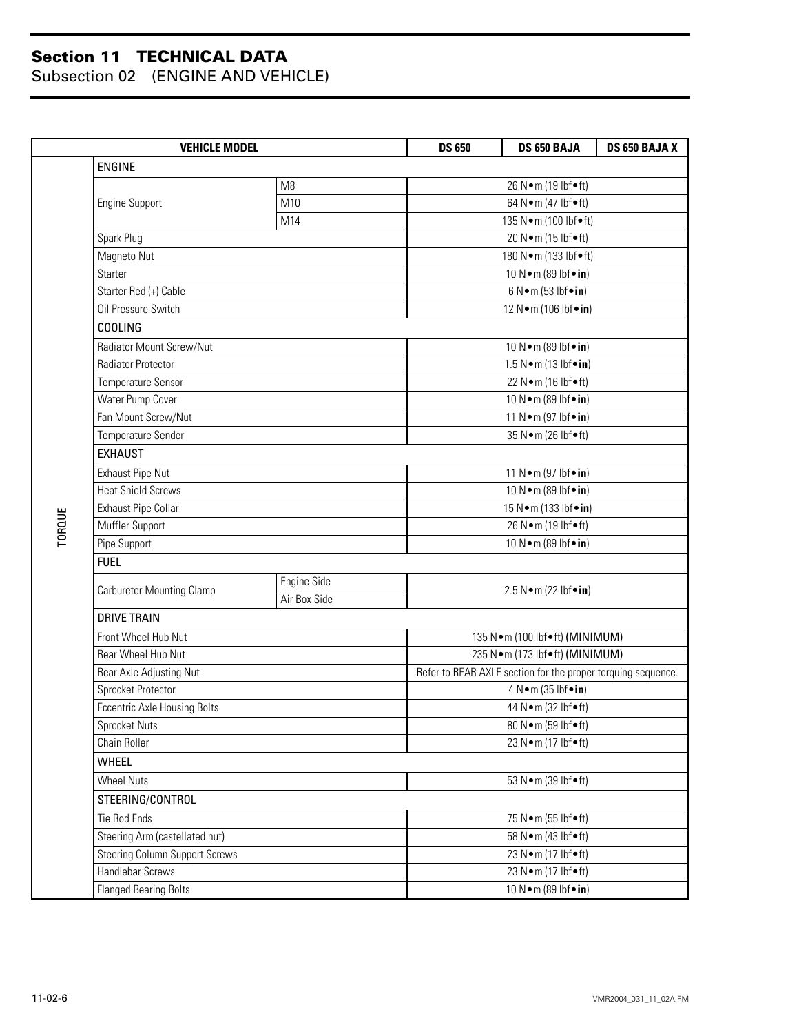## Section 11 TECHNICAL DATA
### Subsection 02 (ENGINE AND VEHICLE)

| | VEHICLE MODEL | | DS 650 | DS 650 BAJA | DS 650 BAJA X |
|---|---|---|---|---|---|
| TORQUE | ENGINE | | | | |
| | Engine Support | M8 | 26 N•m (19 lbf•ft) | | |
| | | M10 | 64 N•m (47 lbf•ft) | | |
| | | M14 | 135 N•m (100 lbf•ft) | | |
| | Spark Plug | | 20 N•m (15 lbf•ft) | | |
| | Magneto Nut | | 180 N•m (133 lbf•ft) | | |
| | Starter | | 10 N•m (89 lbf•**in**) | | |
| | Starter Red (+) Cable | | 6 N•m (53 lbf•**in**) | | |
| | Oil Pressure Switch | | 12 N•m (106 lbf•**in**) | | |
| | COOLING | | | | |
| | Radiator Mount Screw/Nut | | 10 N•m (89 lbf•**in**) | | |
| | Radiator Protector | | 1.5 N•m (13 lbf•**in**) | | |
| | Temperature Sensor | | 22 N•m (16 lbf•ft) | | |
| | Water Pump Cover | | 10 N•m (89 lbf•**in**) | | |
| | Fan Mount Screw/Nut | | 11 N•m (97 lbf•**in**) | | |
| | Temperature Sender | | 35 N•m (26 lbf•ft) | | |
| | EXHAUST | | | | |
| | Exhaust Pipe Nut | | 11 N•m (97 lbf•**in**) | | |
| | Heat Shield Screws | | 10 N•m (89 lbf•**in**) | | |
| | Exhaust Pipe Collar | | 15 N•m (133 lbf•**in**) | | |
| | Muffler Support | | 26 N•m (19 lbf•ft) | | |
| | Pipe Support | | 10 N•m (89 lbf•**in**) | | |
| | FUEL | | | | |
| | Carburetor Mounting Clamp | Engine Side | 2.5 N•m (22 lbf•**in**) | | |
| | | Air Box Side | | | |
| | DRIVE TRAIN | | | | |
| | Front Wheel Hub Nut | | 135 N•m (100 lbf•ft) (MINIMUM) | | |
| | Rear Wheel Hub Nut | | 235 N•m (173 lbf•ft) (MINIMUM) | | |
| | Rear Axle Adjusting Nut | | Refer to REAR AXLE section for the proper torquing sequence. | | |
| | Sprocket Protector | | 4 N•m (35 lbf•**in**) | | |
| | Eccentric Axle Housing Bolts | | 44 N•m (32 lbf•ft) | | |
| | Sprocket Nuts | | 80 N•m (59 lbf•ft) | | |
| | Chain Roller | | 23 N•m (17 lbf•ft) | | |
| | WHEEL | | | | |
| | Wheel Nuts | | 53 N•m (39 lbf•ft) | | |
| | STEERING/CONTROL | | | | |
| | Tie Rod Ends | | 75 N•m (55 lbf•ft) | | |
| | Steering Arm (castellated nut) | | 58 N•m (43 lbf•ft) | | |
| | Steering Column Support Screws | | 23 N•m (17 lbf•ft) | | |
| | Handlebar Screws | | 23 N•m (17 lbf•ft) | | |
| | Flanged Bearing Bolts | | 10 N•m (89 lbf•**in**) | | |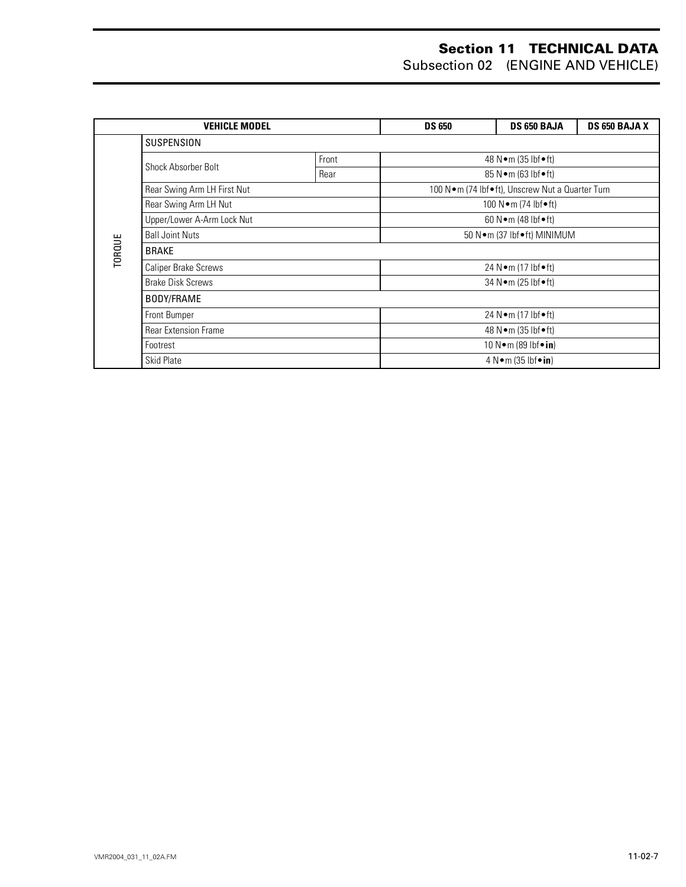# Section 11 TECHNICAL DATA
## Subsection 02 (ENGINE AND VEHICLE)

| VEHICLE MODEL | | | DS 650 | DS 650 BAJA | DS 650 BAJA X |
|---|---|---|---|---|---|
| TORQUE | SUSPENSION | | | | |
| | Shock Absorber Bolt | Front | 48 N•m (35 lbf•ft) | | |
| | | Rear | 85 N•m (63 lbf•ft) | | |
| | Rear Swing Arm LH First Nut | | 100 N•m (74 lbf•ft), Unscrew Nut a Quarter Turn | | |
| | Rear Swing Arm LH Nut | | 100 N•m (74 lbf•ft) | | |
| | Upper/Lower A-Arm Lock Nut | | 60 N•m (48 lbf•ft) | | |
| | Ball Joint Nuts | | 50 N•m (37 lbf•ft) MINIMUM | | |
| | BRAKE | | | | |
| | Caliper Brake Screws | | 24 N•m (17 lbf•ft) | | |
| | Brake Disk Screws | | 34 N•m (25 lbf•ft) | | |
| | BODY/FRAME | | | | |
| | Front Bumper | | 24 N•m (17 lbf•ft) | | |
| | Rear Extension Frame | | 48 N•m (35 lbf•ft) | | |
| | Footrest | | 10 N•m (89 lbf•**in**) | | |
| | Skid Plate | | 4 N•m (35 lbf•**in**) | | |